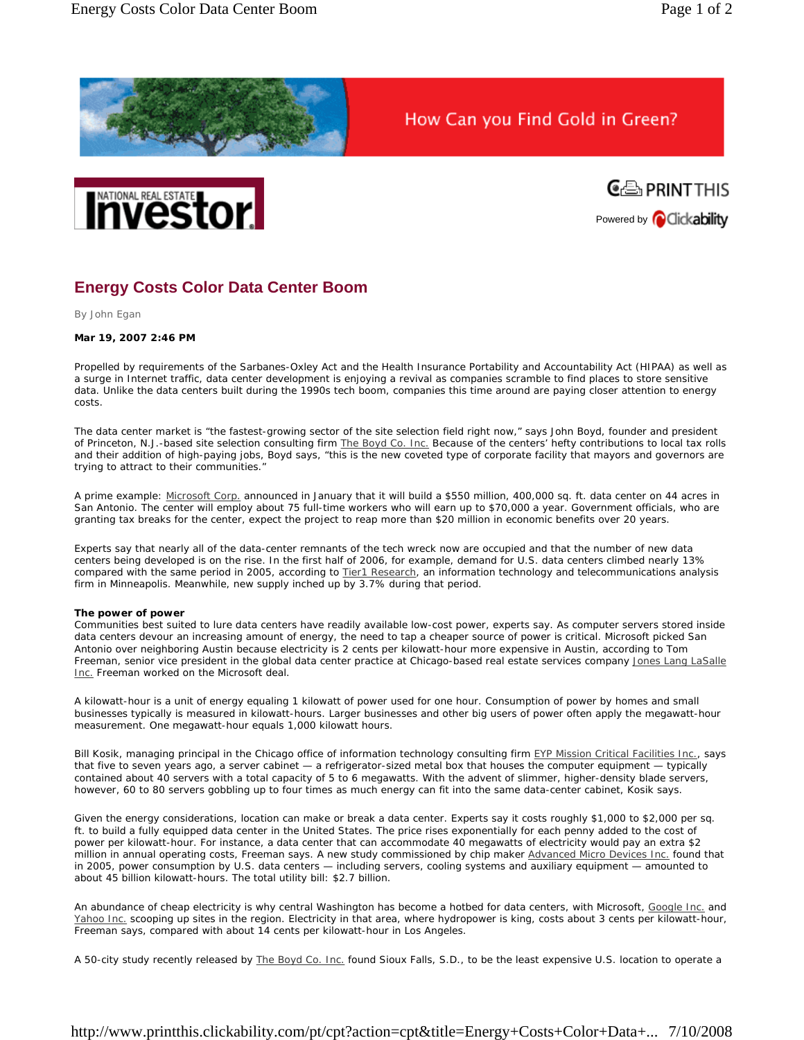# Energy Costs Color Data Center Boom

By John Egan

**Mar 19, 2007 2:46 PM**

Propelled by requirements of the Sarbanes-Oxley Act and the Health Insurance Portability and Accountability Act (HIPAA) as well as a surge in Internet traffic, data center development is enjoying a revival as companies scramble to find places to store sensitive data. Unlike the data centers built during the 1990s tech boom, companies this time around are paying closer attention to energy costs.

The data center market is “the fastest-growing sector of the site selection field right now,” says John Boyd, founder and president of Princeton, N.J.-based site selection consulting firm The Boyd Co. Inc. Because of the centers’ hefty contributions to local tax rolls and their addition of high-paying jobs, Boyd says, “this is the new coveted type of corporate facility that mayors and governors are trying to attract to their communities.”

A prime example: Microsoft Corp. announced in January that it will build a $550 million, 400,000 sq. ft. data center on 44 acres in San Antonio. The center will employ about 75 full-time workers who will earn up to $70,000 a year. Government officials, who are granting tax breaks for the center, expect the project to reap more than $20 million in economic benefits over 20 years.

Experts say that nearly all of the data-center remnants of the tech wreck now are occupied and that the number of new data centers being developed is on the rise. In the first half of 2006, for example, demand for U.S. data centers climbed nearly 13% compared with the same period in 2005, according to Tier1 Research, an information technology and telecommunications analysis firm in Minneapolis. Meanwhile, new supply inched up by 3.7% during that period.

**The power of power**

Communities best suited to lure data centers have readily available low-cost power, experts say. As computer servers stored inside data centers devour an increasing amount of energy, the need to tap a cheaper source of power is critical. Microsoft picked San Antonio over neighboring Austin because electricity is 2 cents per kilowatt-hour more expensive in Austin, according to Tom Freeman, senior vice president in the global data center practice at Chicago-based real estate services company Jones Lang LaSalle Inc. Freeman worked on the Microsoft deal.

A kilowatt-hour is a unit of energy equaling 1 kilowatt of power used for one hour. Consumption of power by homes and small businesses typically is measured in kilowatt-hours. Larger businesses and other big users of power often apply the megawatt-hour measurement. One megawatt-hour equals 1,000 kilowatt hours.

Bill Kosik, managing principal in the Chicago office of information technology consulting firm EYP Mission Critical Facilities Inc., says that five to seven years ago, a server cabinet — a refrigerator-sized metal box that houses the computer equipment — typically contained about 40 servers with a total capacity of 5 to 6 megawatts. With the advent of slimmer, higher-density blade servers, however, 60 to 80 servers gobbling up to four times as much energy can fit into the same data-center cabinet, Kosik says.

Given the energy considerations, location can make or break a data center. Experts say it costs roughly $1,000 to $2,000 per sq. ft. to build a fully equipped data center in the United States. The price rises exponentially for each penny added to the cost of power per kilowatt-hour. For instance, a data center that can accommodate 40 megawatts of electricity would pay an extra $2 million in annual operating costs, Freeman says. A new study commissioned by chip maker Advanced Micro Devices Inc. found that in 2005, power consumption by U.S. data centers — including servers, cooling systems and auxiliary equipment — amounted to about 45 billion kilowatt-hours. The total utility bill: $2.7 billion.

An abundance of cheap electricity is why central Washington has become a hotbed for data centers, with Microsoft, Google Inc. and Yahoo Inc. scooping up sites in the region. Electricity in that area, where hydropower is king, costs about 3 cents per kilowatt-hour, Freeman says, compared with about 14 cents per kilowatt-hour in Los Angeles.

A 50-city study recently released by The Boyd Co. Inc. found Sioux Falls, S.D., to be the least expensive U.S. location to operate a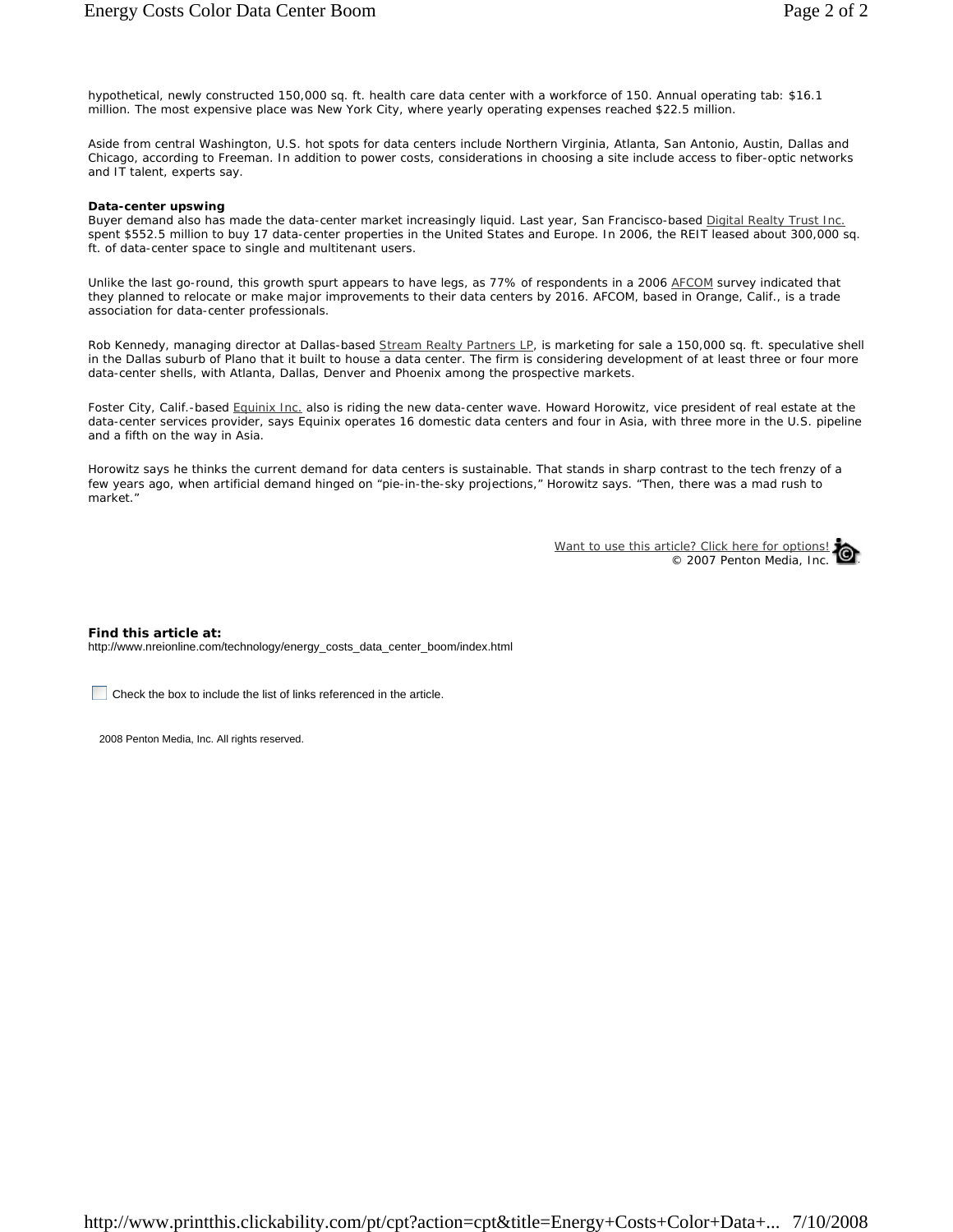hypothetical, newly constructed 150,000 sq. ft. health care data center with a workforce of 150. Annual operating tab: $16.1 million. The most expensive place was New York City, where yearly operating expenses reached $22.5 million.

Aside from central Washington, U.S. hot spots for data centers include Northern Virginia, Atlanta, San Antonio, Austin, Dallas and Chicago, according to Freeman. In addition to power costs, considerations in choosing a site include access to fiber-optic networks and IT talent, experts say.

**Data-center upswing**

Buyer demand also has made the data-center market increasingly liquid. Last year, San Francisco-based Digital Realty Trust Inc. spent $552.5 million to buy 17 data-center properties in the United States and Europe. In 2006, the REIT leased about 300,000 sq. ft. of data-center space to single and multitenant users.

Unlike the last go-round, this growth spurt appears to have legs, as 77% of respondents in a 2006 AFCOM survey indicated that they planned to relocate or make major improvements to their data centers by 2016. AFCOM, based in Orange, Calif., is a trade association for data-center professionals.

Rob Kennedy, managing director at Dallas-based Stream Realty Partners LP, is marketing for sale a 150,000 sq. ft. speculative shell in the Dallas suburb of Plano that it built to house a data center. The firm is considering development of at least three or four more data-center shells, with Atlanta, Dallas, Denver and Phoenix among the prospective markets.

Foster City, Calif.-based Equinix Inc. also is riding the new data-center wave. Howard Horowitz, vice president of real estate at the data-center services provider, says Equinix operates 16 domestic data centers and four in Asia, with three more in the U.S. pipeline and a fifth on the way in Asia.

Horowitz says he thinks the current demand for data centers is sustainable. That stands in sharp contrast to the tech frenzy of a few years ago, when artificial demand hinged on "pie-in-the-sky projections," Horowitz says. "Then, there was a mad rush to market."

Want to use this article? Click here for options!
© 2007 Penton Media, Inc.

**Find this article at:**
http://www.nreionline.com/technology/energy_costs_data_center_boom/index.html

Check the box to include the list of links referenced in the article.

2008 Penton Media, Inc. All rights reserved.